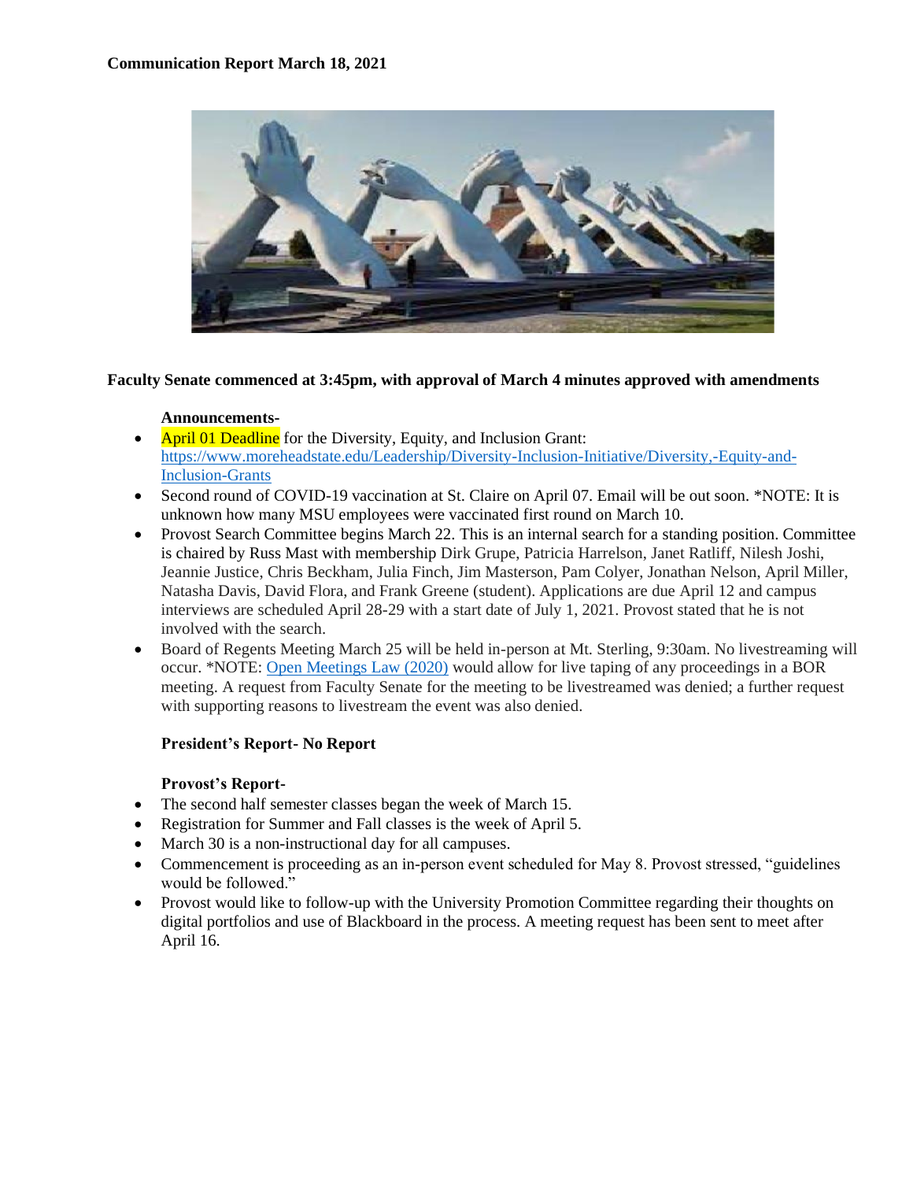**Communication Report March 18, 2021**

**Faculty Senate commenced at 3:45pm, with approval of March 4 minutes approved with amendments**

**Announcements-**

- April 01 Deadline for the Diversity, Equity, and Inclusion Grant: [https://www.moreheadstate.edu/Leadership/Diversity-Inclusion-Initiative/Diversity,-Equity-and-Inclusion-Grants](https://www.moreheadstate.edu/Leadership/Diversity-Inclusion-Initiative/Diversity,-Equity-and-Inclusion-Grants)
- Second round of COVID-19 vaccination at St. Claire on April 07. Email will be out soon. *NOTE: It is unknown how many MSU employees were vaccinated first round on March 10.
- Provost Search Committee begins March 22. This is an internal search for a standing position. Committee is chaired by Russ Mast with membership Dirk Grupe, Patricia Harrelson, Janet Ratliff, Nilesh Joshi, Jeannie Justice, Chris Beckham, Julia Finch, Jim Masterson, Pam Colyer, Jonathan Nelson, April Miller, Natasha Davis, David Flora, and Frank Greene (student). Applications are due April 12 and campus interviews are scheduled April 28-29 with a start date of July 1, 2021. Provost stated that he is not involved with the search.
- Board of Regents Meeting March 25 will be held in-person at Mt. Sterling, 9:30am. No livestreaming will occur. *NOTE: Open Meetings Law (2020) would allow for live taping of any proceedings in a BOR meeting. A request from Faculty Senate for the meeting to be livestreamed was denied; a further request with supporting reasons to livestream the event was also denied.

**President's Report- No Report**

**Provost's Report-**

- The second half semester classes began the week of March 15.
- Registration for Summer and Fall classes is the week of April 5.
- March 30 is a non-instructional day for all campuses.
- Commencement is proceeding as an in-person event scheduled for May 8. Provost stressed, "guidelines would be followed."
- Provost would like to follow-up with the University Promotion Committee regarding their thoughts on digital portfolios and use of Blackboard in the process. A meeting request has been sent to meet after April 16.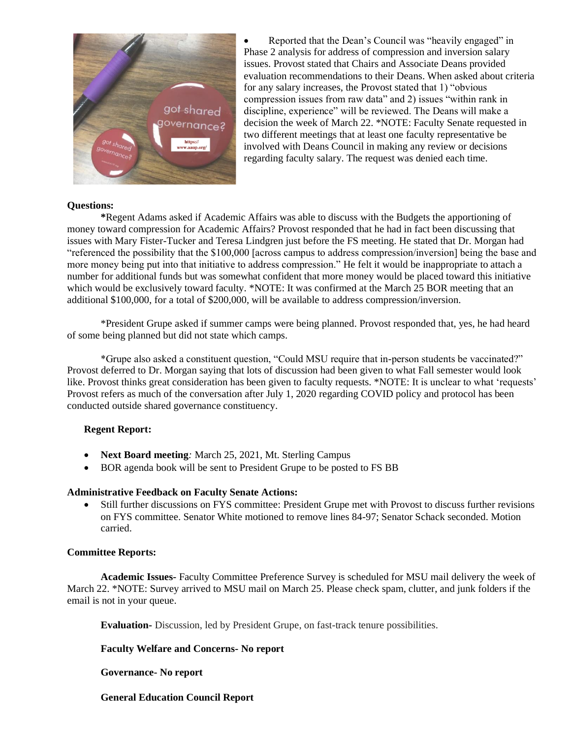- Reported that the Dean's Council was "heavily engaged" in Phase 2 analysis for address of compression and inversion salary issues. Provost stated that Chairs and Associate Deans provided evaluation recommendations to their Deans. When asked about criteria for any salary increases, the Provost stated that 1) "obvious compression issues from raw data" and 2) issues "within rank in discipline, experience" will be reviewed. The Deans will make a decision the week of March 22. *NOTE: Faculty Senate requested in two different meetings that at least one faculty representative be involved with Deans Council in making any review or decisions regarding faculty salary. The request was denied each time.

**Questions:**

**\***Regent Adams asked if Academic Affairs was able to discuss with the Budgets the apportioning of money toward compression for Academic Affairs? Provost responded that he had in fact been discussing that issues with Mary Fister-Tucker and Teresa Lindgren just before the FS meeting. He stated that Dr. Morgan had "referenced the possibility that the $100,000 [across campus to address compression/inversion] being the base and more money being put into that initiative to address compression." He felt it would be inappropriate to attach a number for additional funds but was somewhat confident that more money would be placed toward this initiative which would be exclusively toward faculty. *NOTE: It was confirmed at the March 25 BOR meeting that an additional $100,000, for a total of $200,000, will be available to address compression/inversion.

*President Grupe asked if summer camps were being planned. Provost responded that, yes, he had heard of some being planned but did not state which camps.

*Grupe also asked a constituent question, "Could MSU require that in-person students be vaccinated?" Provost deferred to Dr. Morgan saying that lots of discussion had been given to what Fall semester would look like. Provost thinks great consideration has been given to faculty requests. *NOTE: It is unclear to what 'requests' Provost refers as much of the conversation after July 1, 2020 regarding COVID policy and protocol has been conducted outside shared governance constituency.

**Regent Report:**

- **Next Board meeting***:* March 25, 2021, Mt. Sterling Campus
- BOR agenda book will be sent to President Grupe to be posted to FS BB

**Administrative Feedback on Faculty Senate Actions:**

- Still further discussions on FYS committee: President Grupe met with Provost to discuss further revisions on FYS committee. Senator White motioned to remove lines 84-97; Senator Schack seconded. Motion carried.

**Committee Reports:**

**Academic Issues-** Faculty Committee Preference Survey is scheduled for MSU mail delivery the week of March 22. *NOTE: Survey arrived to MSU mail on March 25. Please check spam, clutter, and junk folders if the email is not in your queue.

**Evaluation-** Discussion, led by President Grupe, on fast-track tenure possibilities.

**Faculty Welfare and Concerns- No report**

**Governance- No report**

**General Education Council Report**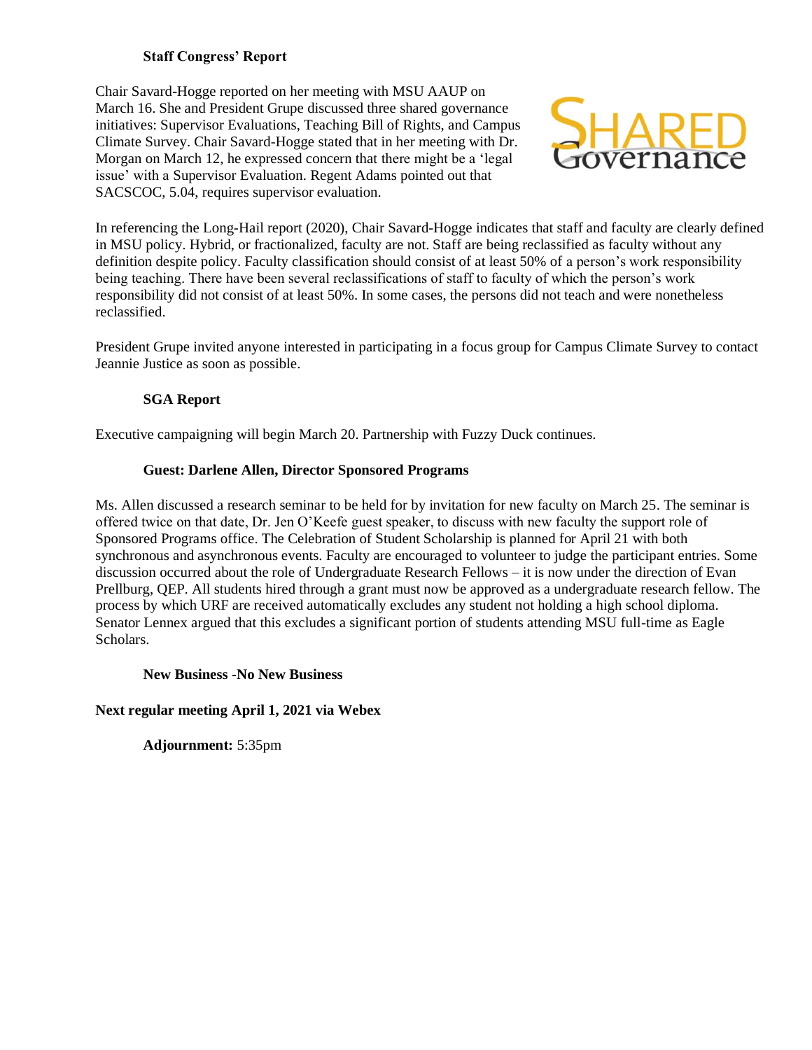**Staff Congress' Report**

Chair Savard-Hogge reported on her meeting with MSU AAUP on March 16. She and President Grupe discussed three shared governance initiatives: Supervisor Evaluations, Teaching Bill of Rights, and Campus Climate Survey. Chair Savard-Hogge stated that in her meeting with Dr. Morgan on March 12, he expressed concern that there might be a 'legal issue' with a Supervisor Evaluation. Regent Adams pointed out that SACSCOC, 5.04, requires supervisor evaluation.

In referencing the Long-Hail report (2020), Chair Savard-Hogge indicates that staff and faculty are clearly defined in MSU policy. Hybrid, or fractionalized, faculty are not. Staff are being reclassified as faculty without any definition despite policy. Faculty classification should consist of at least 50% of a person's work responsibility being teaching. There have been several reclassifications of staff to faculty of which the person's work responsibility did not consist of at least 50%. In some cases, the persons did not teach and were nonetheless reclassified.

President Grupe invited anyone interested in participating in a focus group for Campus Climate Survey to contact Jeannie Justice as soon as possible.

**SGA Report**

Executive campaigning will begin March 20. Partnership with Fuzzy Duck continues.

**Guest: Darlene Allen, Director Sponsored Programs**

Ms. Allen discussed a research seminar to be held for by invitation for new faculty on March 25. The seminar is offered twice on that date, Dr. Jen O'Keefe guest speaker, to discuss with new faculty the support role of Sponsored Programs office. The Celebration of Student Scholarship is planned for April 21 with both synchronous and asynchronous events. Faculty are encouraged to volunteer to judge the participant entries. Some discussion occurred about the role of Undergraduate Research Fellows – it is now under the direction of Evan Prellburg, QEP. All students hired through a grant must now be approved as a undergraduate research fellow. The process by which URF are received automatically excludes any student not holding a high school diploma. Senator Lennex argued that this excludes a significant portion of students attending MSU full-time as Eagle Scholars.

**New Business -No New Business**

**Next regular meeting April 1, 2021 via Webex**

**Adjournment:** 5:35pm